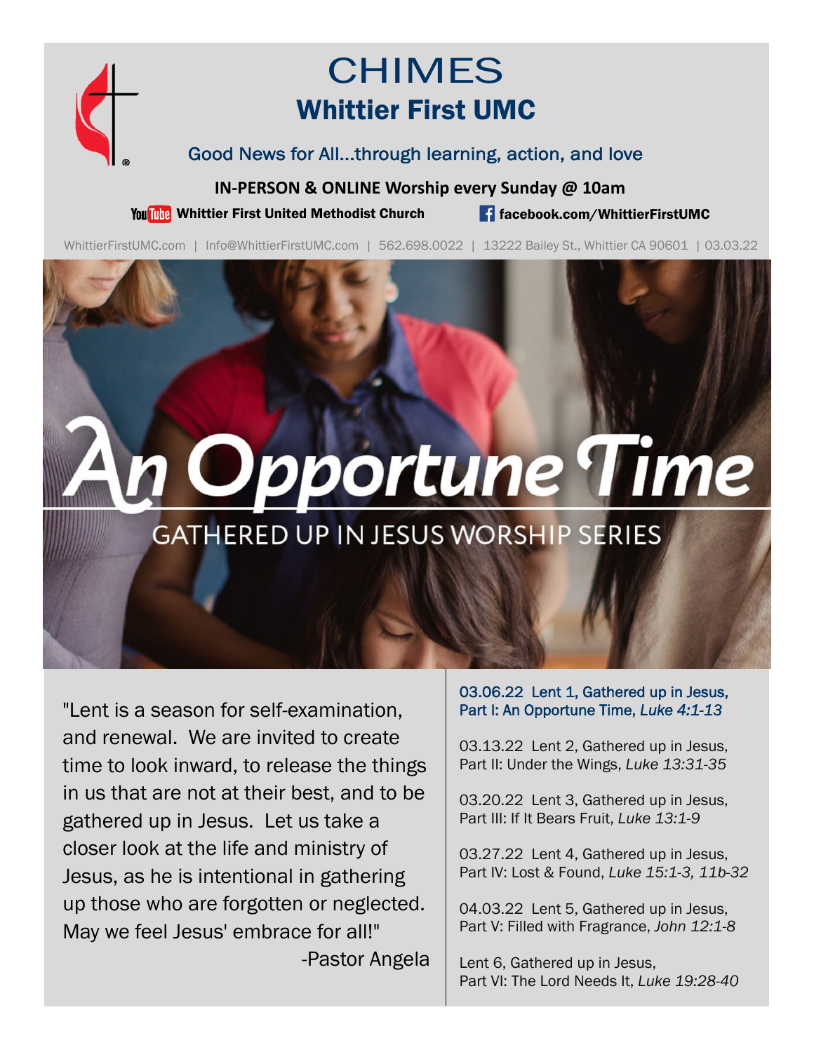# CHIMES

## Whittier First UMC

Good News for All...through learning, action, and love

**IN-PERSON & ONLINE Worship every Sunday @ 10am**

**Whittier First United Methodist Church** | **facebook.com/WhittierFirstUMC**

WhittierFirstUMC.com | Info@WhittierFirstUMC.com | 562.698.0022 | 13222 Bailey St., Whittier CA 90601 | 03.03.22

# An Opportune Time

## GATHERED UP IN JESUS WORSHIP SERIES

"Lent is a season for self-examination, and renewal. We are invited to create time to look inward, to release the things in us that are not at their best, and to be gathered up in Jesus. Let us take a closer look at the life and ministry of Jesus, as he is intentional in gathering up those who are forgotten or neglected. May we feel Jesus' embrace for all!"

-Pastor Angela

03.06.22 Lent 1, Gathered up in Jesus, Part I: An Opportune Time, *Luke 4:1-13*

03.13.22 Lent 2, Gathered up in Jesus, Part II: Under the Wings, *Luke 13:31-35*

03.20.22 Lent 3, Gathered up in Jesus, Part III: If It Bears Fruit, *Luke 13:1-9*

03.27.22 Lent 4, Gathered up in Jesus, Part IV: Lost & Found, *Luke 15:1-3, 11b-32*

04.03.22 Lent 5, Gathered up in Jesus, Part V: Filled with Fragrance, *John 12:1-8*

Lent 6, Gathered up in Jesus, Part VI: The Lord Needs It, *Luke 19:28-40*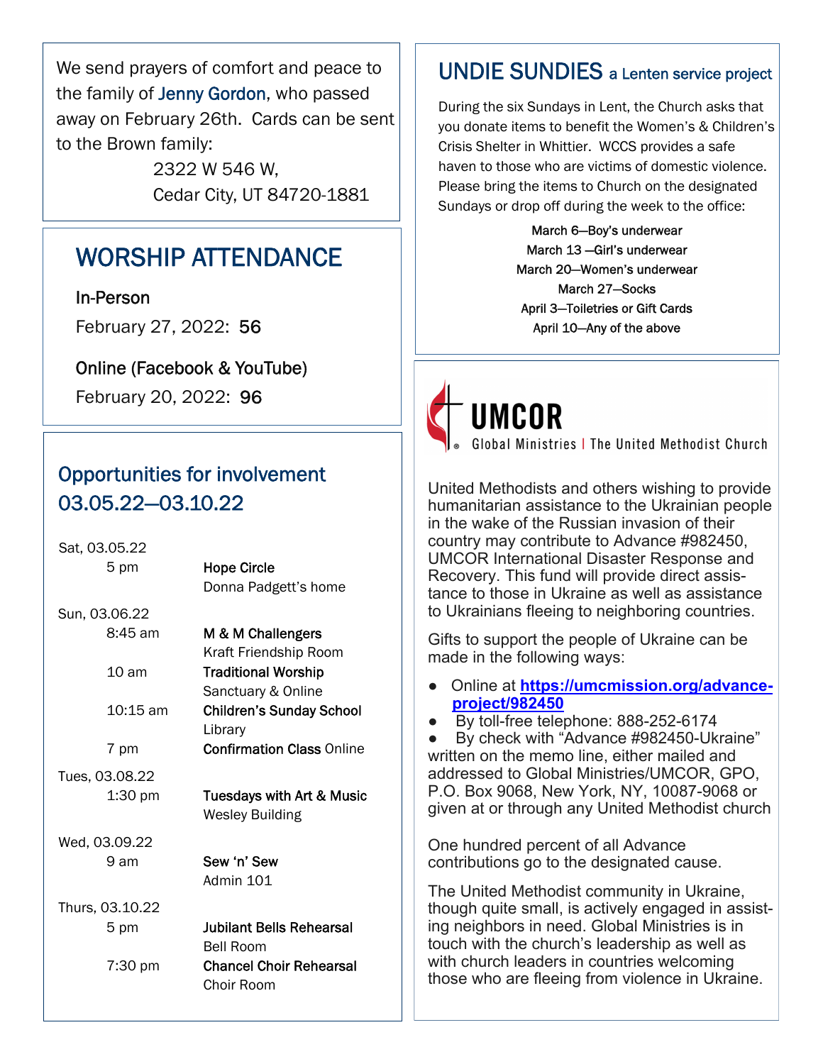We send prayers of comfort and peace to the family of Jenny Gordon, who passed away on February 26th. Cards can be sent to the Brown family:

2322 W 546 W,
Cedar City, UT 84720-1881

## WORSHIP ATTENDANCE

In-Person

February 27, 2022: 56

Online (Facebook & YouTube)

February 20, 2022: 96

## Opportunities for involvement 03.05.22—03.10.22

Sat, 03.05.22

- 5 pm — **Hope Circle**, Donna Padgett's home

Sun, 03.06.22

- 8:45 am — **M & M Challengers**, Kraft Friendship Room
- 10 am — **Traditional Worship**, Sanctuary & Online
- 10:15 am — **Children's Sunday School**, Library
- 7 pm — **Confirmation Class** Online

Tues, 03.08.22

- 1:30 pm — **Tuesdays with Art & Music**, Wesley Building

Wed, 03.09.22

- 9 am — **Sew 'n' Sew**, Admin 101

Thurs, 03.10.22

- 5 pm — **Jubilant Bells Rehearsal**, Bell Room
- 7:30 pm — **Chancel Choir Rehearsal**, Choir Room

## UNDIE SUNDIES a Lenten service project

During the six Sundays in Lent, the Church asks that you donate items to benefit the Women's & Children's Crisis Shelter in Whittier. WCCS provides a safe haven to those who are victims of domestic violence. Please bring the items to Church on the designated Sundays or drop off during the week to the office:

March 6—Boy's underwear
March 13 —Girl's underwear
March 20—Women's underwear
March 27—Socks
April 3—Toiletries or Gift Cards
April 10—Any of the above

## UMCOR

Global Ministries | The United Methodist Church

United Methodists and others wishing to provide humanitarian assistance to the Ukrainian people in the wake of the Russian invasion of their country may contribute to Advance #982450, UMCOR International Disaster Response and Recovery. This fund will provide direct assistance to those in Ukraine as well as assistance to Ukrainians fleeing to neighboring countries.

Gifts to support the people of Ukraine can be made in the following ways:

- Online at **https://umcmission.org/advance-project/982450**
- By toll-free telephone: 888-252-6174
- By check with "Advance #982450-Ukraine" written on the memo line, either mailed and addressed to Global Ministries/UMCOR, GPO, P.O. Box 9068, New York, NY, 10087-9068 or given at or through any United Methodist church

One hundred percent of all Advance contributions go to the designated cause.

The United Methodist community in Ukraine, though quite small, is actively engaged in assisting neighbors in need. Global Ministries is in touch with the church's leadership as well as with church leaders in countries welcoming those who are fleeing from violence in Ukraine.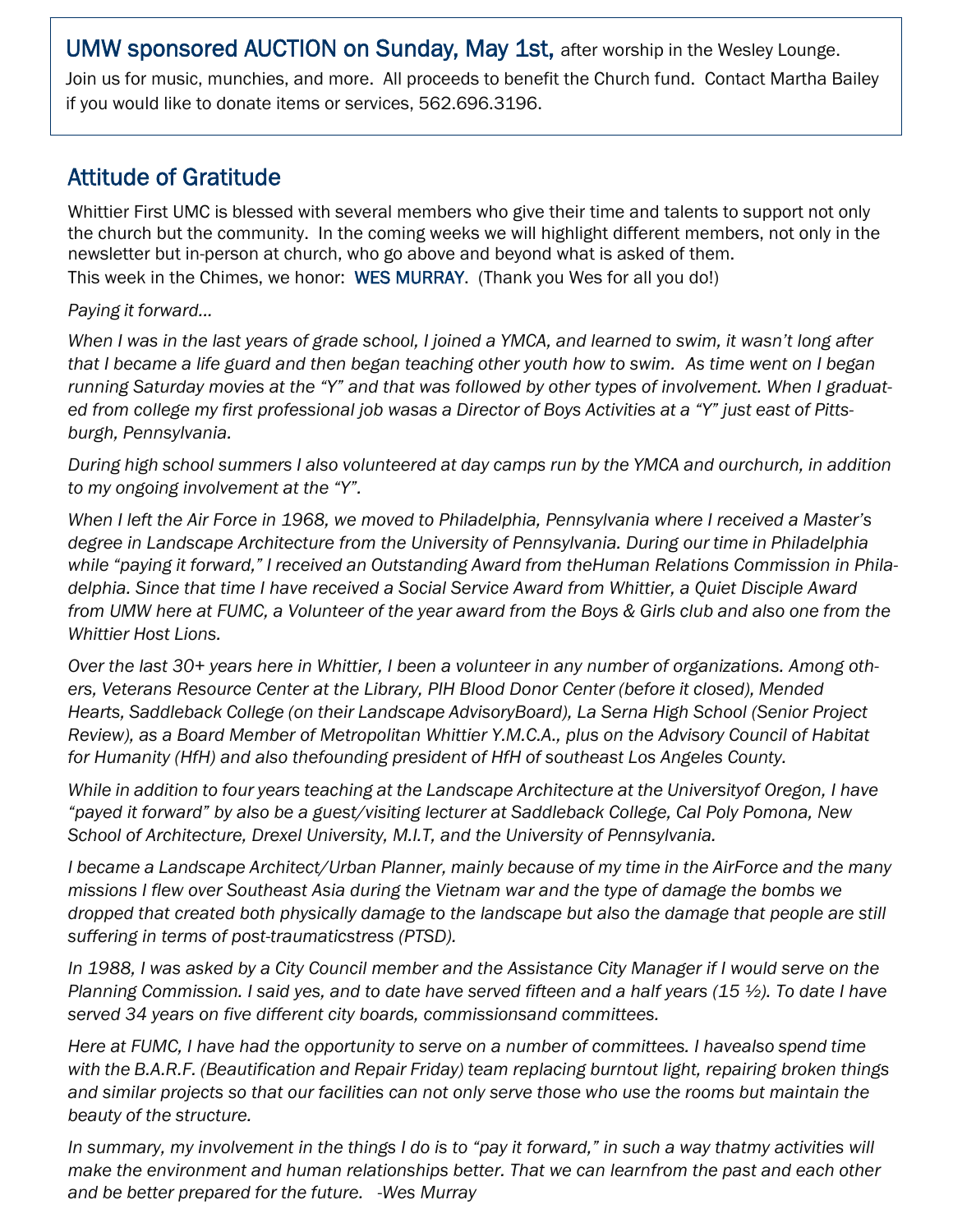**UMW sponsored AUCTION on Sunday, May 1st,** after worship in the Wesley Lounge. Join us for music, munchies, and more. All proceeds to benefit the Church fund. Contact Martha Bailey if you would like to donate items or services, 562.696.3196.

## Attitude of Gratitude

Whittier First UMC is blessed with several members who give their time and talents to support not only the church but the community. In the coming weeks we will highlight different members, not only in the newsletter but in-person at church, who go above and beyond what is asked of them.
This week in the Chimes, we honor: **WES MURRAY**. (Thank you Wes for all you do!)

*Paying it forward…*

*When I was in the last years of grade school, I joined a YMCA, and learned to swim, it wasn't long after that I became a life guard and then began teaching other youth how to swim. As time went on I began running Saturday movies at the "Y" and that was followed by other types of involvement. When I graduated from college my first professional job wasas a Director of Boys Activities at a "Y" just east of Pittsburgh, Pennsylvania.*

*During high school summers I also volunteered at day camps run by the YMCA and ourchurch, in addition to my ongoing involvement at the "Y".*

*When I left the Air Force in 1968, we moved to Philadelphia, Pennsylvania where I received a Master's degree in Landscape Architecture from the University of Pennsylvania. During our time in Philadelphia while "paying it forward," I received an Outstanding Award from theHuman Relations Commission in Philadelphia. Since that time I have received a Social Service Award from Whittier, a Quiet Disciple Award from UMW here at FUMC, a Volunteer of the year award from the Boys & Girls club and also one from the Whittier Host Lions.*

*Over the last 30+ years here in Whittier, I been a volunteer in any number of organizations. Among others, Veterans Resource Center at the Library, PIH Blood Donor Center (before it closed), Mended Hearts, Saddleback College (on their Landscape AdvisoryBoard), La Serna High School (Senior Project Review), as a Board Member of Metropolitan Whittier Y.M.C.A., plus on the Advisory Council of Habitat for Humanity (HfH) and also thefounding president of HfH of southeast Los Angeles County.*

*While in addition to four years teaching at the Landscape Architecture at the Universityof Oregon, I have "payed it forward" by also be a guest/visiting lecturer at Saddleback College, Cal Poly Pomona, New School of Architecture, Drexel University, M.I.T, and the University of Pennsylvania.*

*I became a Landscape Architect/Urban Planner, mainly because of my time in the AirForce and the many missions I flew over Southeast Asia during the Vietnam war and the type of damage the bombs we dropped that created both physically damage to the landscape but also the damage that people are still suffering in terms of post-traumaticstress (PTSD).*

*In 1988, I was asked by a City Council member and the Assistance City Manager if I would serve on the Planning Commission. I said yes, and to date have served fifteen and a half years (15 ½). To date I have served 34 years on five different city boards, commissionsand committees.*

*Here at FUMC, I have had the opportunity to serve on a number of committees. I havealso spend time with the B.A.R.F. (Beautification and Repair Friday) team replacing burntout light, repairing broken things and similar projects so that our facilities can not only serve those who use the rooms but maintain the beauty of the structure.*

*In summary, my involvement in the things I do is to "pay it forward," in such a way thatmy activities will make the environment and human relationships better. That we can learnfrom the past and each other and be better prepared for the future. -Wes Murray*